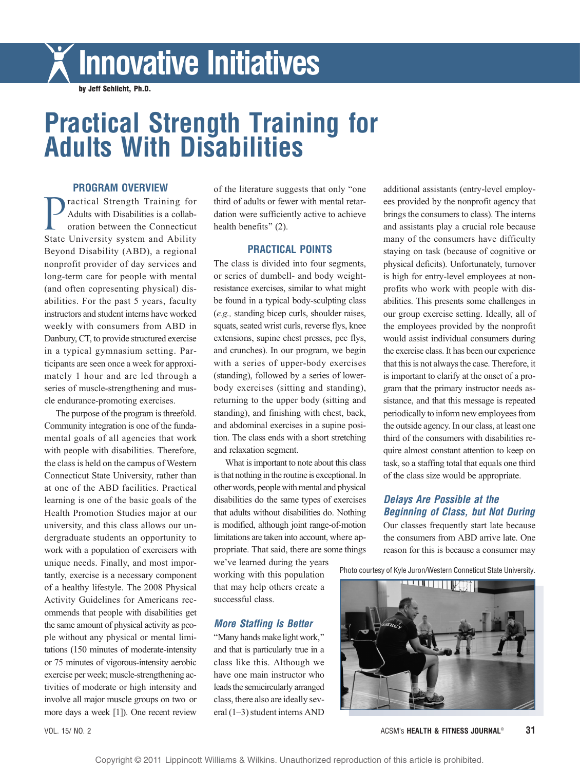# Innovative Initiatives

**by Jeff Schlicht, Ph.D.**

# Practical Strength Training for Adults With Disabilities

## PROGRAM OVERVIEW

Practical Strength Training for Adults with Disabilities is a collaboration between the Connecticut State University system and Ability Beyond Disability (ABD), a regional nonprofit provider of day services and long-term care for people with mental (and often copresenting physical) disabilities. For the past 5 years, faculty instructors and student interns have worked weekly with consumers from ABD in Danbury, CT, to provide structured exercise in a typical gymnasium setting. Participants are seen once a week for approximately 1 hour and are led through a series of muscle-strengthening and muscle endurance-promoting exercises.

The purpose of the program is threefold. Community integration is one of the fundamental goals of all agencies that work with people with disabilities. Therefore, the class is held on the campus of Western Connecticut State University, rather than at one of the ABD facilities. Practical learning is one of the basic goals of the Health Promotion Studies major at our university, and this class allows our undergraduate students an opportunity to work with a population of exercisers with unique needs. Finally, and most importantly, exercise is a necessary component of a healthy lifestyle. The 2008 Physical Activity Guidelines for Americans recommends that people with disabilities get the same amount of physical activity as people without any physical or mental limitations (150 minutes of moderate-intensity or 75 minutes of vigorous-intensity aerobic exercise per week; muscle-strengthening activities of moderate or high intensity and involve all major muscle groups on two or more days a week [1]). One recent review of the literature suggests that only "one third of adults or fewer with mental retardation were sufficiently active to achieve health benefits" (2).

## PRACTICAL POINTS

The class is divided into four segments, or series of dumbell- and body weight-resistance exercises, similar to what might be found in a typical body-sculpting class (*e.g.,* standing bicep curls, shoulder raises, squats, seated wrist curls, reverse flys, knee extensions, supine chest presses, pec flys, and crunches). In our program, we begin with a series of upper-body exercises (standing), followed by a series of lower-body exercises (sitting and standing), returning to the upper body (sitting and standing), and finishing with chest, back, and abdominal exercises in a supine position. The class ends with a short stretching and relaxation segment.

What is important to note about this class is that nothing in the routine is exceptional. In other words, people with mental and physical disabilities do the same types of exercises that adults without disabilities do. Nothing is modified, although joint range-of-motion limitations are taken into account, where appropriate. That said, there are some things we've learned during the years working with this population that may help others create a successful class.

### *More Staffing Is Better*

"Many hands make light work," and that is particularly true in a class like this. Although we have one main instructor who leads the semicircularly arranged class, there also are ideally several (1–3) student interns AND additional assistants (entry-level employees provided by the nonprofit agency that brings the consumers to class). The interns and assistants play a crucial role because many of the consumers have difficulty staying on task (because of cognitive or physical deficits). Unfortunately, turnover is high for entry-level employees at nonprofits who work with people with disabilities. This presents some challenges in our group exercise setting. Ideally, all of the employees provided by the nonprofit would assist individual consumers during the exercise class. It has been our experience that this is not always the case. Therefore, it is important to clarify at the onset of a program that the primary instructor needs assistance, and that this message is repeated periodically to inform new employees from the outside agency. In our class, at least one third of the consumers with disabilities require almost constant attention to keep on task, so a staffing total that equals one third of the class size would be appropriate.

### *Delays Are Possible at the Beginning of Class, but Not During*

Our classes frequently start late because the consumers from ABD arrive late. One reason for this is because a consumer may

Photo courtesy of Kyle Juron/Western Conneticut State University.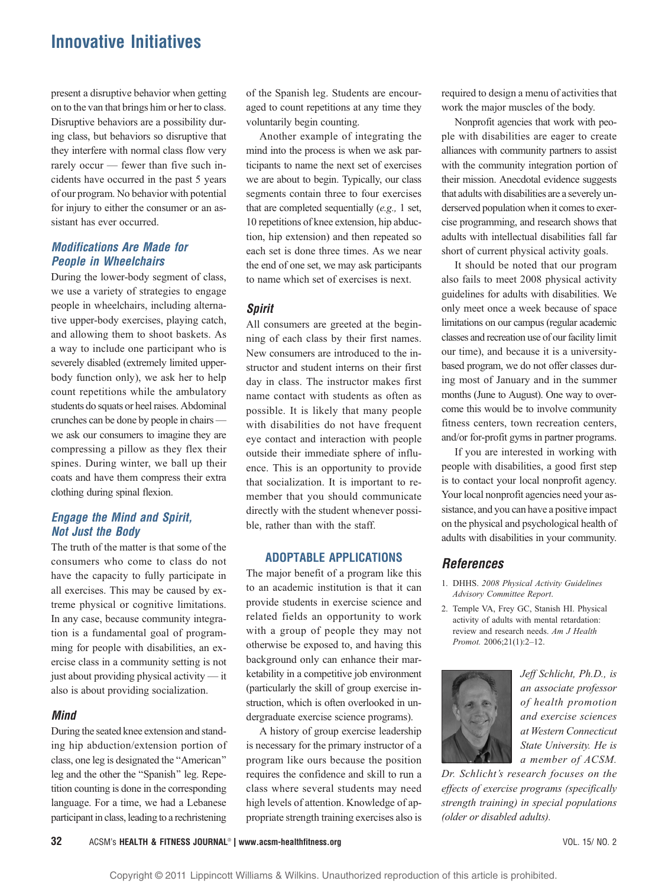present a disruptive behavior when getting on to the van that brings him or her to class. Disruptive behaviors are a possibility during class, but behaviors so disruptive that they interfere with normal class flow very rarely occur — fewer than five such incidents have occurred in the past 5 years of our program. No behavior with potential for injury to either the consumer or an assistant has ever occurred.

### Modifications Are Made for People in Wheelchairs

During the lower-body segment of class, we use a variety of strategies to engage people in wheelchairs, including alternative upper-body exercises, playing catch, and allowing them to shoot baskets. As a way to include one participant who is severely disabled (extremely limited upper-body function only), we ask her to help count repetitions while the ambulatory students do squats or heel raises. Abdominal crunches can be done by people in chairs — we ask our consumers to imagine they are compressing a pillow as they flex their spines. During winter, we ball up their coats and have them compress their extra clothing during spinal flexion.

### Engage the Mind and Spirit, Not Just the Body

The truth of the matter is that some of the consumers who come to class do not have the capacity to fully participate in all exercises. This may be caused by extreme physical or cognitive limitations. In any case, because community integration is a fundamental goal of programming for people with disabilities, an exercise class in a community setting is not just about providing physical activity — it also is about providing socialization.

#### Mind

During the seated knee extension and standing hip abduction/extension portion of class, one leg is designated the "American" leg and the other the "Spanish" leg. Repetition counting is done in the corresponding language. For a time, we had a Lebanese participant in class, leading to a rechristening of the Spanish leg. Students are encouraged to count repetitions at any time they voluntarily begin counting.

Another example of integrating the mind into the process is when we ask participants to name the next set of exercises we are about to begin. Typically, our class segments contain three to four exercises that are completed sequentially (*e.g.,* 1 set, 10 repetitions of knee extension, hip abduction, hip extension) and then repeated so each set is done three times. As we near the end of one set, we may ask participants to name which set of exercises is next.

#### Spirit

All consumers are greeted at the beginning of each class by their first names. New consumers are introduced to the instructor and student interns on their first day in class. The instructor makes first name contact with students as often as possible. It is likely that many people with disabilities do not have frequent eye contact and interaction with people outside their immediate sphere of influence. This is an opportunity to provide that socialization. It is important to remember that you should communicate directly with the student whenever possible, rather than with the staff.

## ADOPTABLE APPLICATIONS

The major benefit of a program like this to an academic institution is that it can provide students in exercise science and related fields an opportunity to work with a group of people they may not otherwise be exposed to, and having this background only can enhance their marketability in a competitive job environment (particularly the skill of group exercise instruction, which is often overlooked in undergraduate exercise science programs).

A history of group exercise leadership is necessary for the primary instructor of a program like ours because the position requires the confidence and skill to run a class where several students may need high levels of attention. Knowledge of appropriate strength training exercises also is required to design a menu of activities that work the major muscles of the body.

Nonprofit agencies that work with people with disabilities are eager to create alliances with community partners to assist with the community integration portion of their mission. Anecdotal evidence suggests that adults with disabilities are a severely underserved population when it comes to exercise programming, and research shows that adults with intellectual disabilities fall far short of current physical activity goals.

It should be noted that our program also fails to meet 2008 physical activity guidelines for adults with disabilities. We only meet once a week because of space limitations on our campus (regular academic classes and recreation use of our facility limit our time), and because it is a university-based program, we do not offer classes during most of January and in the summer months (June to August). One way to overcome this would be to involve community fitness centers, town recreation centers, and/or for-profit gyms in partner programs.

If you are interested in working with people with disabilities, a good first step is to contact your local nonprofit agency. Your local nonprofit agencies need your assistance, and you can have a positive impact on the physical and psychological health of adults with disabilities in your community.

### References

1. DHHS. *2008 Physical Activity Guidelines Advisory Committee Report*.
2. Temple VA, Frey GC, Stanish HI. Physical activity of adults with mental retardation: review and research needs. *Am J Health Promot.* 2006;21(1):2–12.

*Jeff Schlicht, Ph.D., is an associate professor of health promotion and exercise sciences at Western Connecticut State University. He is a member of ACSM. Dr. Schlicht's research focuses on the effects of exercise programs (specifically strength training) in special populations (older or disabled adults).*